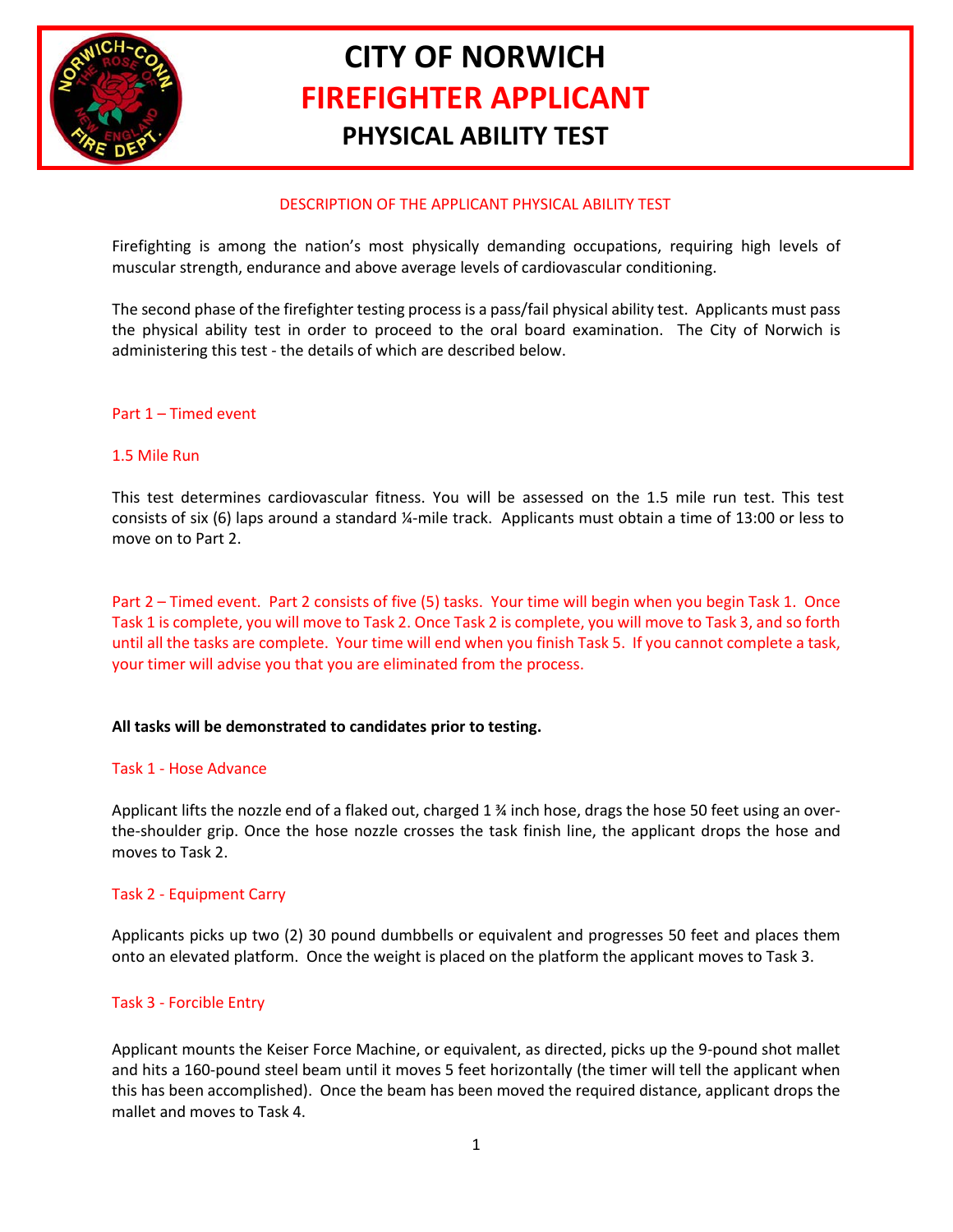# CITY OF NORWICH
# FIREFIGHTER APPLICANT
## PHYSICAL ABILITY TEST

### DESCRIPTION OF THE APPLICANT PHYSICAL ABILITY TEST

Firefighting is among the nation's most physically demanding occupations, requiring high levels of muscular strength, endurance and above average levels of cardiovascular conditioning.

The second phase of the firefighter testing process is a pass/fail physical ability test. Applicants must pass the physical ability test in order to proceed to the oral board examination. The City of Norwich is administering this test - the details of which are described below.

### Part 1 – Timed event

### 1.5 Mile Run

This test determines cardiovascular fitness. You will be assessed on the 1.5 mile run test. This test consists of six (6) laps around a standard ¼-mile track. Applicants must obtain a time of 13:00 or less to move on to Part 2.

### Part 2 – Timed event. Part 2 consists of five (5) tasks. Your time will begin when you begin Task 1. Once Task 1 is complete, you will move to Task 2. Once Task 2 is complete, you will move to Task 3, and so forth until all the tasks are complete. Your time will end when you finish Task 5. If you cannot complete a task, your timer will advise you that you are eliminated from the process.

**All tasks will be demonstrated to candidates prior to testing.**

### Task 1 - Hose Advance

Applicant lifts the nozzle end of a flaked out, charged 1 ¾ inch hose, drags the hose 50 feet using an over-the-shoulder grip. Once the hose nozzle crosses the task finish line, the applicant drops the hose and moves to Task 2.

### Task 2 - Equipment Carry

Applicants picks up two (2) 30 pound dumbbells or equivalent and progresses 50 feet and places them onto an elevated platform. Once the weight is placed on the platform the applicant moves to Task 3.

### Task 3 - Forcible Entry

Applicant mounts the Keiser Force Machine, or equivalent, as directed, picks up the 9-pound shot mallet and hits a 160-pound steel beam until it moves 5 feet horizontally (the timer will tell the applicant when this has been accomplished). Once the beam has been moved the required distance, applicant drops the mallet and moves to Task 4.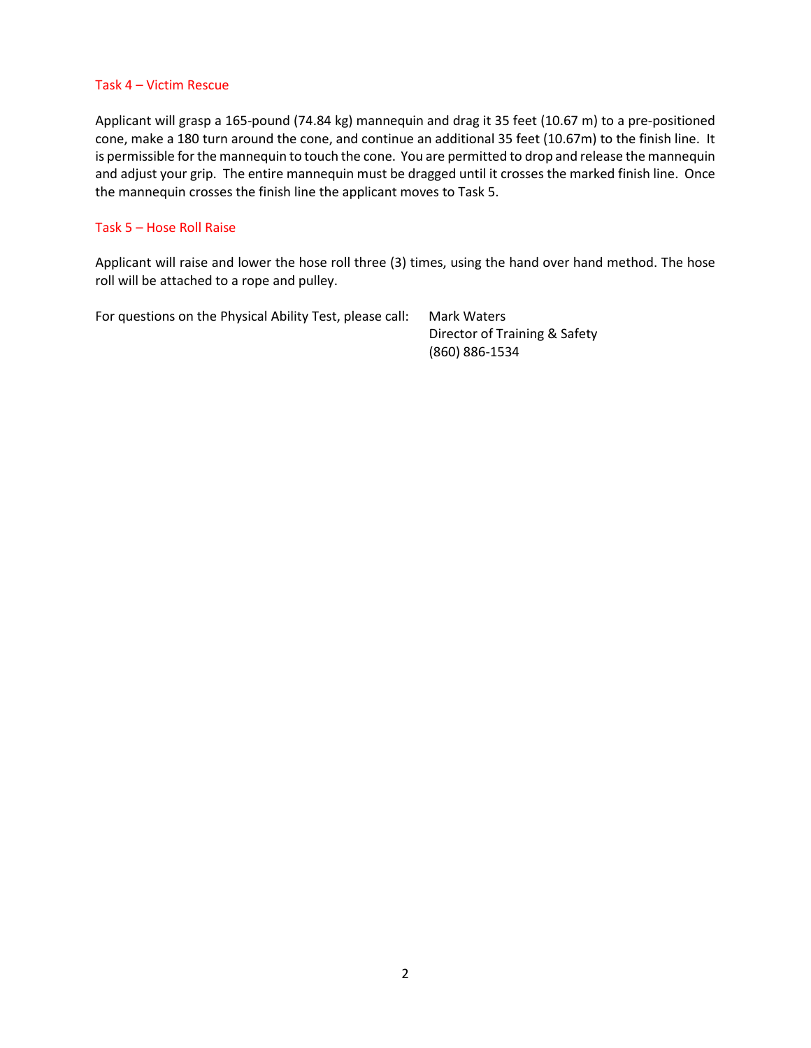### Task 4 – Victim Rescue

Applicant will grasp a 165-pound (74.84 kg) mannequin and drag it 35 feet (10.67 m) to a pre-positioned cone, make a 180 turn around the cone, and continue an additional 35 feet (10.67m) to the finish line. It is permissible for the mannequin to touch the cone. You are permitted to drop and release the mannequin and adjust your grip. The entire mannequin must be dragged until it crosses the marked finish line. Once the mannequin crosses the finish line the applicant moves to Task 5.

### Task 5 – Hose Roll Raise

Applicant will raise and lower the hose roll three (3) times, using the hand over hand method. The hose roll will be attached to a rope and pulley.

For questions on the Physical Ability Test, please call:

Mark Waters
Director of Training & Safety
(860) 886-1534